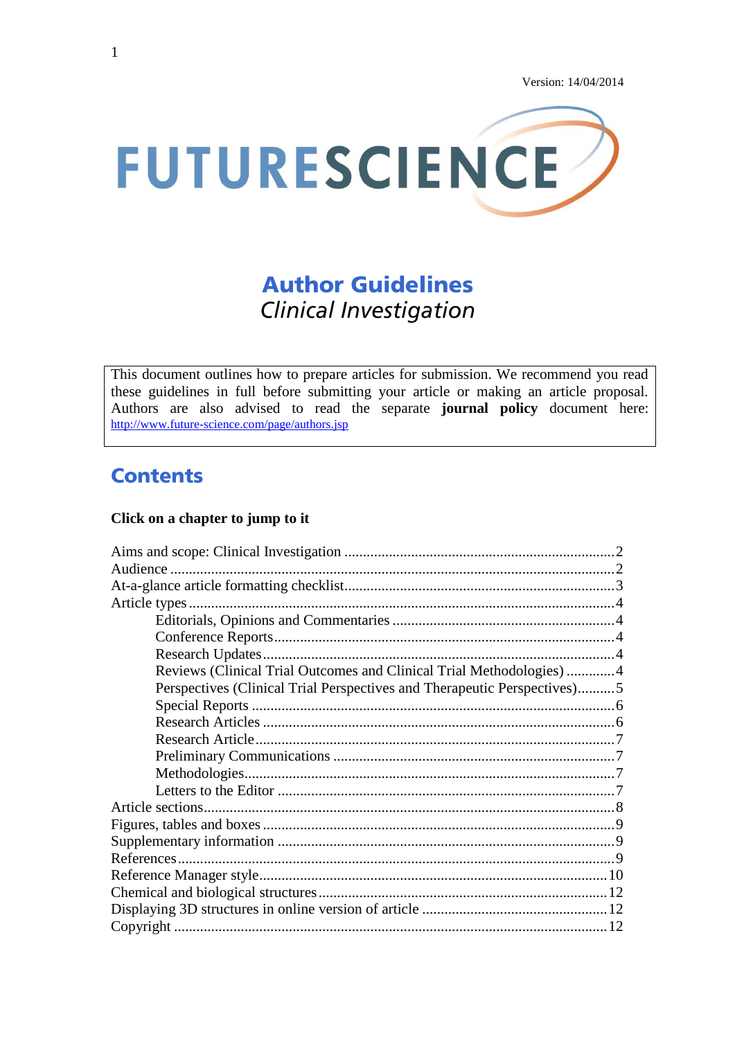Version: 14/04/2014

FUTURESCIENCE

# Author Guidelines

*Clinical Investigation*

This document outlines how to prepare articles for submission. We recommend you read these guidelines in full before submitting your article or making an article proposal. Authors are also advised to read the separate **journal policy** document here: http://www.future-science.com/page/authors.jsp

## Contents

**Click on a chapter to jump to it**

- Aims and scope: Clinical Investigation ..... 2
- Audience ..... 2
- At-a-glance article formatting checklist ..... 3
- Article types ..... 4
    - Editorials, Opinions and Commentaries ..... 4
    - Conference Reports ..... 4
    - Research Updates ..... 4
    - Reviews (Clinical Trial Outcomes and Clinical Trial Methodologies) ..... 4
    - Perspectives (Clinical Trial Perspectives and Therapeutic Perspectives) ..... 5
    - Special Reports ..... 6
    - Research Articles ..... 6
    - Research Article ..... 7
    - Preliminary Communications ..... 7
    - Methodologies ..... 7
    - Letters to the Editor ..... 7
- Article sections ..... 8
- Figures, tables and boxes ..... 9
- Supplementary information ..... 9
- References ..... 9
- Reference Manager style ..... 10
- Chemical and biological structures ..... 12
- Displaying 3D structures in online version of article ..... 12
- Copyright ..... 12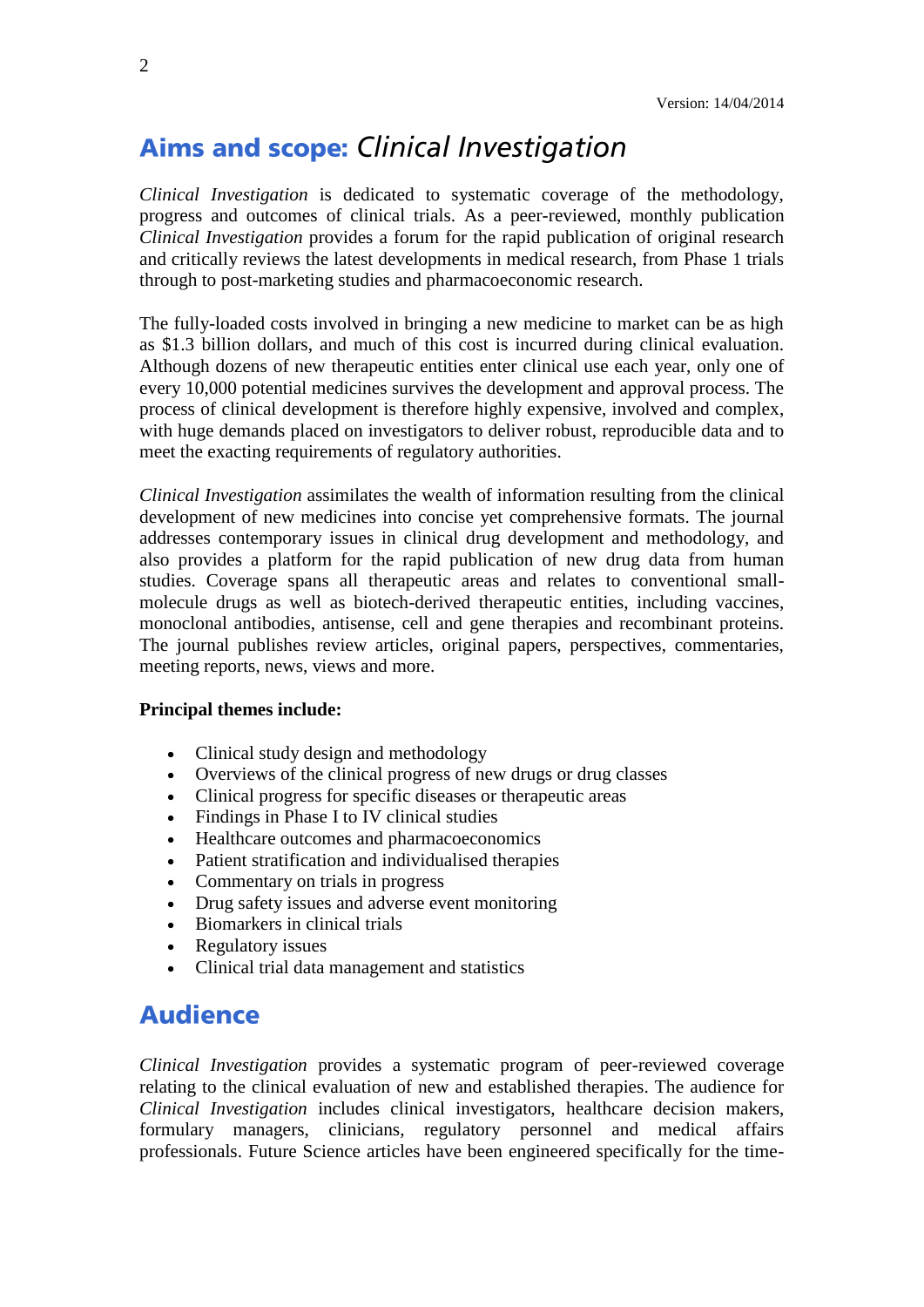Version: 14/04/2014

## Aims and scope: *Clinical Investigation*

*Clinical Investigation* is dedicated to systematic coverage of the methodology, progress and outcomes of clinical trials. As a peer-reviewed, monthly publication *Clinical Investigation* provides a forum for the rapid publication of original research and critically reviews the latest developments in medical research, from Phase 1 trials through to post-marketing studies and pharmacoeconomic research.

The fully-loaded costs involved in bringing a new medicine to market can be as high as $1.3 billion dollars, and much of this cost is incurred during clinical evaluation. Although dozens of new therapeutic entities enter clinical use each year, only one of every 10,000 potential medicines survives the development and approval process. The process of clinical development is therefore highly expensive, involved and complex, with huge demands placed on investigators to deliver robust, reproducible data and to meet the exacting requirements of regulatory authorities.

*Clinical Investigation* assimilates the wealth of information resulting from the clinical development of new medicines into concise yet comprehensive formats. The journal addresses contemporary issues in clinical drug development and methodology, and also provides a platform for the rapid publication of new drug data from human studies. Coverage spans all therapeutic areas and relates to conventional small-molecule drugs as well as biotech-derived therapeutic entities, including vaccines, monoclonal antibodies, antisense, cell and gene therapies and recombinant proteins. The journal publishes review articles, original papers, perspectives, commentaries, meeting reports, news, views and more.

**Principal themes include:**

- Clinical study design and methodology
- Overviews of the clinical progress of new drugs or drug classes
- Clinical progress for specific diseases or therapeutic areas
- Findings in Phase I to IV clinical studies
- Healthcare outcomes and pharmacoeconomics
- Patient stratification and individualised therapies
- Commentary on trials in progress
- Drug safety issues and adverse event monitoring
- Biomarkers in clinical trials
- Regulatory issues
- Clinical trial data management and statistics

## Audience

*Clinical Investigation* provides a systematic program of peer-reviewed coverage relating to the clinical evaluation of new and established therapies. The audience for *Clinical Investigation* includes clinical investigators, healthcare decision makers, formulary managers, clinicians, regulatory personnel and medical affairs professionals. Future Science articles have been engineered specifically for the time-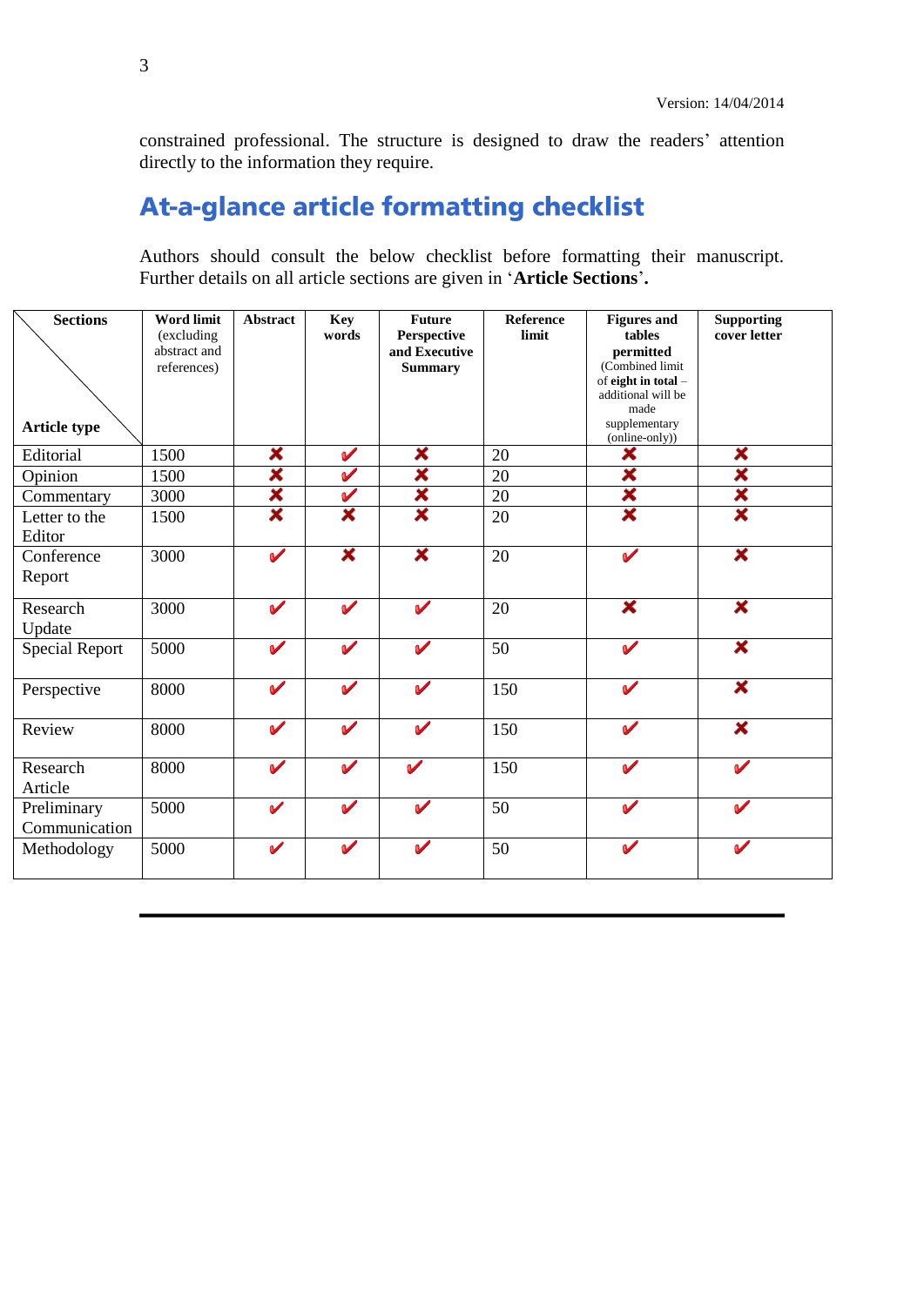constrained professional. The structure is designed to draw the readers' attention directly to the information they require.

## At-a-glance article formatting checklist

Authors should consult the below checklist before formatting their manuscript. Further details on all article sections are given in '**Article Sections**'.

| Sections / Article type | Word limit (excluding abstract and references) | Abstract | Key words | Future Perspective and Executive Summary | Reference limit | Figures and tables permitted (Combined limit of **eight in total** – additional will be made supplementary (online-only)) | Supporting cover letter |
|---|---|---|---|---|---|---|---|
| Editorial | 1500 | ✘ | ✔ | ✘ | 20 | ✘ | ✘ |
| Opinion | 1500 | ✘ | ✔ | ✘ | 20 | ✘ | ✘ |
| Commentary | 3000 | ✘ | ✔ | ✘ | 20 | ✘ | ✘ |
| Letter to the Editor | 1500 | ✘ | ✘ | ✘ | 20 | ✘ | ✘ |
| Conference Report | 3000 | ✔ | ✘ | ✘ | 20 | ✔ | ✘ |
| Research Update | 3000 | ✔ | ✔ | ✔ | 20 | ✘ | ✘ |
| Special Report | 5000 | ✔ | ✔ | ✔ | 50 | ✔ | ✘ |
| Perspective | 8000 | ✔ | ✔ | ✔ | 150 | ✔ | ✘ |
| Review | 8000 | ✔ | ✔ | ✔ | 150 | ✔ | ✘ |
| Research Article | 8000 | ✔ | ✔ | ✔ | 150 | ✔ | ✔ |
| Preliminary Communication | 5000 | ✔ | ✔ | ✔ | 50 | ✔ | ✔ |
| Methodology | 5000 | ✔ | ✔ | ✔ | 50 | ✔ | ✔ |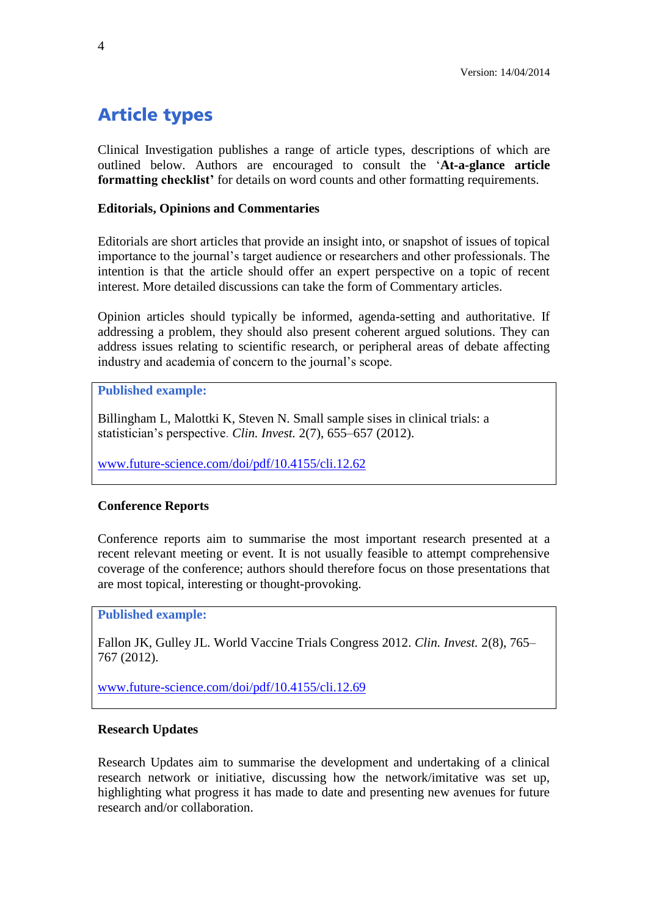# Article types

Clinical Investigation publishes a range of article types, descriptions of which are outlined below. Authors are encouraged to consult the '**At-a-glance article formatting checklist'** for details on word counts and other formatting requirements.

**Editorials, Opinions and Commentaries**

Editorials are short articles that provide an insight into, or snapshot of issues of topical importance to the journal's target audience or researchers and other professionals. The intention is that the article should offer an expert perspective on a topic of recent interest. More detailed discussions can take the form of Commentary articles.

Opinion articles should typically be informed, agenda-setting and authoritative. If addressing a problem, they should also present coherent argued solutions. They can address issues relating to scientific research, or peripheral areas of debate affecting industry and academia of concern to the journal's scope.

> **Published example:**
>
> Billingham L, Malottki K, Steven N. Small sample sises in clinical trials: a statistician's perspective. *Clin. Invest.* 2(7), 655–657 (2012).
>
> www.future-science.com/doi/pdf/10.4155/cli.12.62

**Conference Reports**

Conference reports aim to summarise the most important research presented at a recent relevant meeting or event. It is not usually feasible to attempt comprehensive coverage of the conference; authors should therefore focus on those presentations that are most topical, interesting or thought-provoking.

> **Published example:**
>
> Fallon JK, Gulley JL. World Vaccine Trials Congress 2012. *Clin. Invest.* 2(8), 765–767 (2012).
>
> www.future-science.com/doi/pdf/10.4155/cli.12.69

**Research Updates**

Research Updates aim to summarise the development and undertaking of a clinical research network or initiative, discussing how the network/imitative was set up, highlighting what progress it has made to date and presenting new avenues for future research and/or collaboration.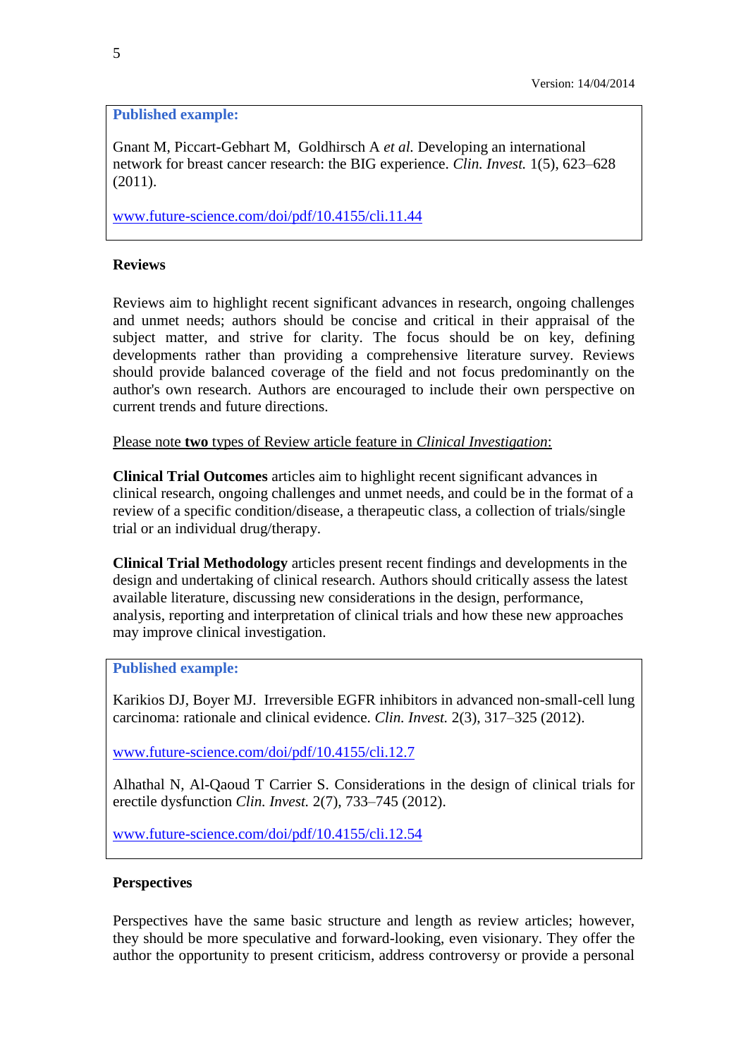**Published example:**

Gnant M, Piccart-Gebhart M, Goldhirsch A *et al.* Developing an international network for breast cancer research: the BIG experience. *Clin. Invest.* 1(5), 623–628 (2011).

www.future-science.com/doi/pdf/10.4155/cli.11.44

## Reviews

Reviews aim to highlight recent significant advances in research, ongoing challenges and unmet needs; authors should be concise and critical in their appraisal of the subject matter, and strive for clarity. The focus should be on key, defining developments rather than providing a comprehensive literature survey. Reviews should provide balanced coverage of the field and not focus predominantly on the author's own research. Authors are encouraged to include their own perspective on current trends and future directions.

<u>Please note **two** types of Review article feature in *Clinical Investigation*:</u>

**Clinical Trial Outcomes** articles aim to highlight recent significant advances in clinical research, ongoing challenges and unmet needs, and could be in the format of a review of a specific condition/disease, a therapeutic class, a collection of trials/single trial or an individual drug/therapy.

**Clinical Trial Methodology** articles present recent findings and developments in the design and undertaking of clinical research. Authors should critically assess the latest available literature, discussing new considerations in the design, performance, analysis, reporting and interpretation of clinical trials and how these new approaches may improve clinical investigation.

**Published example:**

Karikios DJ, Boyer MJ. Irreversible EGFR inhibitors in advanced non-small-cell lung carcinoma: rationale and clinical evidence. *Clin. Invest.* 2(3), 317–325 (2012).

www.future-science.com/doi/pdf/10.4155/cli.12.7

Alhathal N, Al-Qaoud T Carrier S. Considerations in the design of clinical trials for erectile dysfunction *Clin. Invest.* 2(7), 733–745 (2012).

www.future-science.com/doi/pdf/10.4155/cli.12.54

## Perspectives

Perspectives have the same basic structure and length as review articles; however, they should be more speculative and forward-looking, even visionary. They offer the author the opportunity to present criticism, address controversy or provide a personal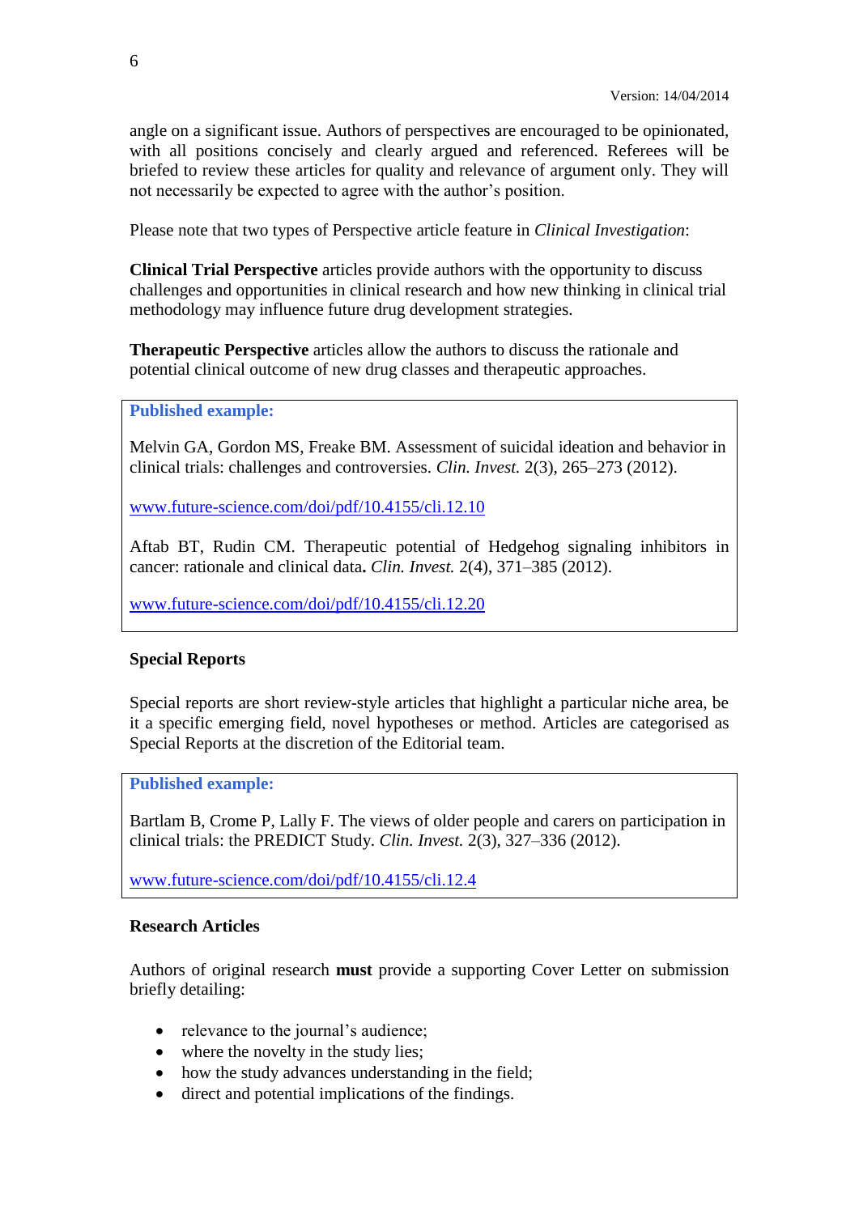angle on a significant issue. Authors of perspectives are encouraged to be opinionated, with all positions concisely and clearly argued and referenced. Referees will be briefed to review these articles for quality and relevance of argument only. They will not necessarily be expected to agree with the author's position.

Please note that two types of Perspective article feature in *Clinical Investigation*:

**Clinical Trial Perspective** articles provide authors with the opportunity to discuss challenges and opportunities in clinical research and how new thinking in clinical trial methodology may influence future drug development strategies.

**Therapeutic Perspective** articles allow the authors to discuss the rationale and potential clinical outcome of new drug classes and therapeutic approaches.

**Published example:**

Melvin GA, Gordon MS, Freake BM. Assessment of suicidal ideation and behavior in clinical trials: challenges and controversies. *Clin. Invest.* 2(3), 265–273 (2012).

www.future-science.com/doi/pdf/10.4155/cli.12.10

Aftab BT, Rudin CM. Therapeutic potential of Hedgehog signaling inhibitors in cancer: rationale and clinical data**.** *Clin. Invest.* 2(4), 371–385 (2012).

www.future-science.com/doi/pdf/10.4155/cli.12.20

### Special Reports

Special reports are short review-style articles that highlight a particular niche area, be it a specific emerging field, novel hypotheses or method. Articles are categorised as Special Reports at the discretion of the Editorial team.

**Published example:**

Bartlam B, Crome P, Lally F. The views of older people and carers on participation in clinical trials: the PREDICT Study. *Clin. Invest.* 2(3), 327–336 (2012).

www.future-science.com/doi/pdf/10.4155/cli.12.4

### Research Articles

Authors of original research **must** provide a supporting Cover Letter on submission briefly detailing:

- relevance to the journal's audience;
- where the novelty in the study lies;
- how the study advances understanding in the field;
- direct and potential implications of the findings.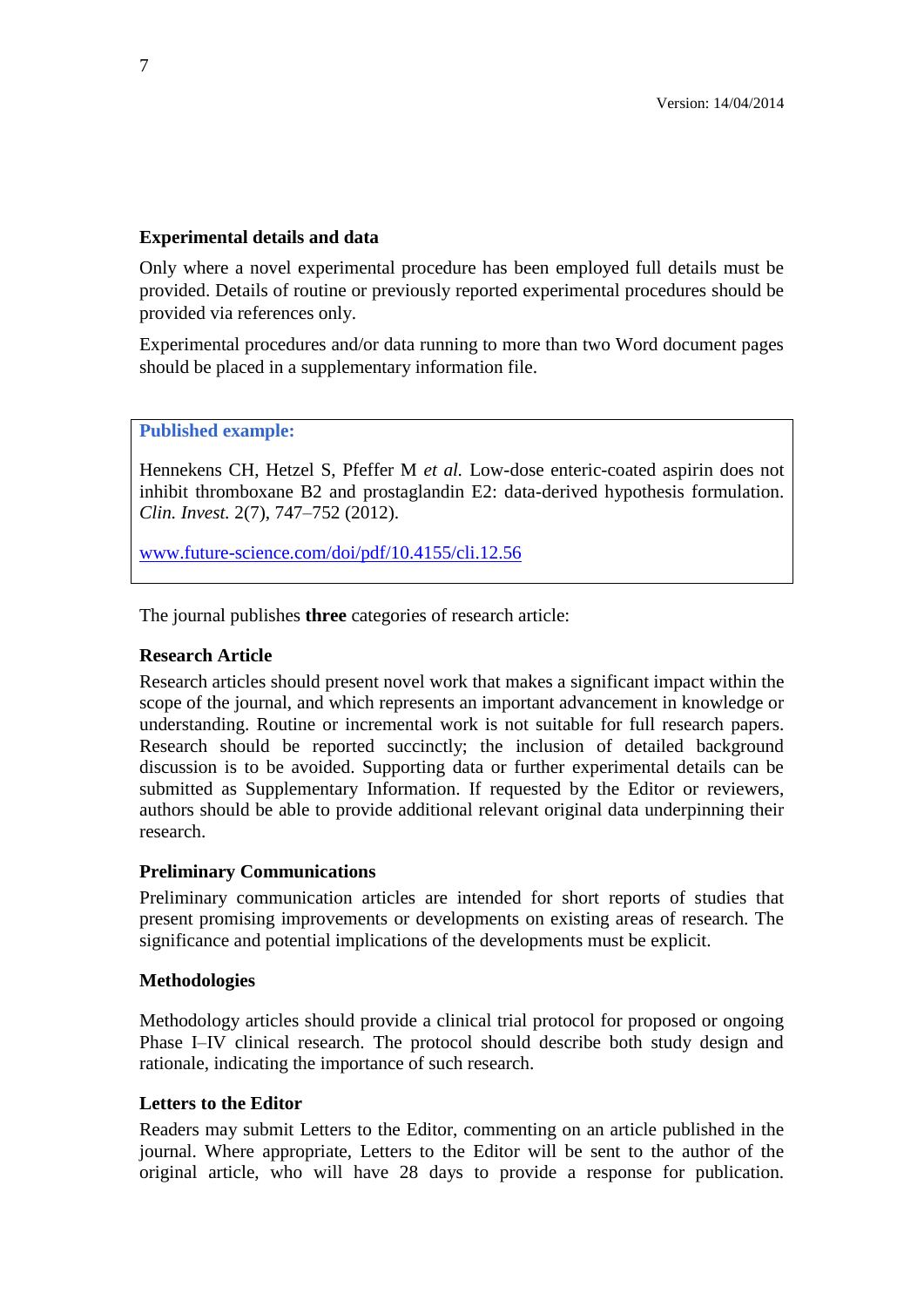### Experimental details and data

Only where a novel experimental procedure has been employed full details must be provided. Details of routine or previously reported experimental procedures should be provided via references only.

Experimental procedures and/or data running to more than two Word document pages should be placed in a supplementary information file.

> **Published example:**
>
> Hennekens CH, Hetzel S, Pfeffer M *et al.* Low-dose enteric-coated aspirin does not inhibit thromboxane B2 and prostaglandin E2: data-derived hypothesis formulation. *Clin. Invest.* 2(7), 747–752 (2012).
>
> [www.future-science.com/doi/pdf/10.4155/cli.12.56](www.future-science.com/doi/pdf/10.4155/cli.12.56)

The journal publishes **three** categories of research article:

### Research Article

Research articles should present novel work that makes a significant impact within the scope of the journal, and which represents an important advancement in knowledge or understanding. Routine or incremental work is not suitable for full research papers. Research should be reported succinctly; the inclusion of detailed background discussion is to be avoided. Supporting data or further experimental details can be submitted as Supplementary Information. If requested by the Editor or reviewers, authors should be able to provide additional relevant original data underpinning their research.

### Preliminary Communications

Preliminary communication articles are intended for short reports of studies that present promising improvements or developments on existing areas of research. The significance and potential implications of the developments must be explicit.

### Methodologies

Methodology articles should provide a clinical trial protocol for proposed or ongoing Phase I–IV clinical research. The protocol should describe both study design and rationale, indicating the importance of such research.

### Letters to the Editor

Readers may submit Letters to the Editor, commenting on an article published in the journal. Where appropriate, Letters to the Editor will be sent to the author of the original article, who will have 28 days to provide a response for publication.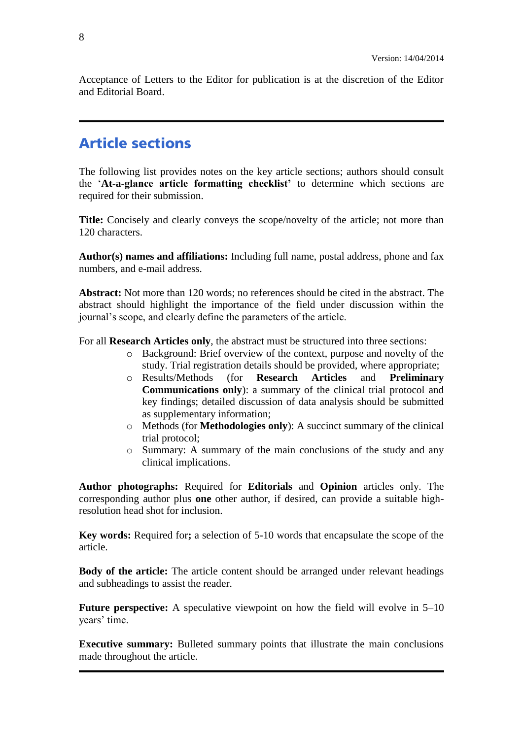Acceptance of Letters to the Editor for publication is at the discretion of the Editor and Editorial Board.

---

## Article sections

The following list provides notes on the key article sections; authors should consult the '**At-a-glance article formatting checklist'** to determine which sections are required for their submission.

**Title:** Concisely and clearly conveys the scope/novelty of the article; not more than 120 characters.

**Author(s) names and affiliations:** Including full name, postal address, phone and fax numbers, and e-mail address.

**Abstract:** Not more than 120 words; no references should be cited in the abstract. The abstract should highlight the importance of the field under discussion within the journal's scope, and clearly define the parameters of the article.

For all **Research Articles only**, the abstract must be structured into three sections:

- Background: Brief overview of the context, purpose and novelty of the study. Trial registration details should be provided, where appropriate;
- Results/Methods (for **Research Articles** and **Preliminary Communications only**): a summary of the clinical trial protocol and key findings; detailed discussion of data analysis should be submitted as supplementary information;
- Methods (for **Methodologies only**): A succinct summary of the clinical trial protocol;
- Summary: A summary of the main conclusions of the study and any clinical implications.

**Author photographs:** Required for **Editorials** and **Opinion** articles only. The corresponding author plus **one** other author, if desired, can provide a suitable high-resolution head shot for inclusion.

**Key words:** Required for**;** a selection of 5-10 words that encapsulate the scope of the article.

**Body of the article:** The article content should be arranged under relevant headings and subheadings to assist the reader.

**Future perspective:** A speculative viewpoint on how the field will evolve in 5–10 years' time.

**Executive summary:** Bulleted summary points that illustrate the main conclusions made throughout the article.

---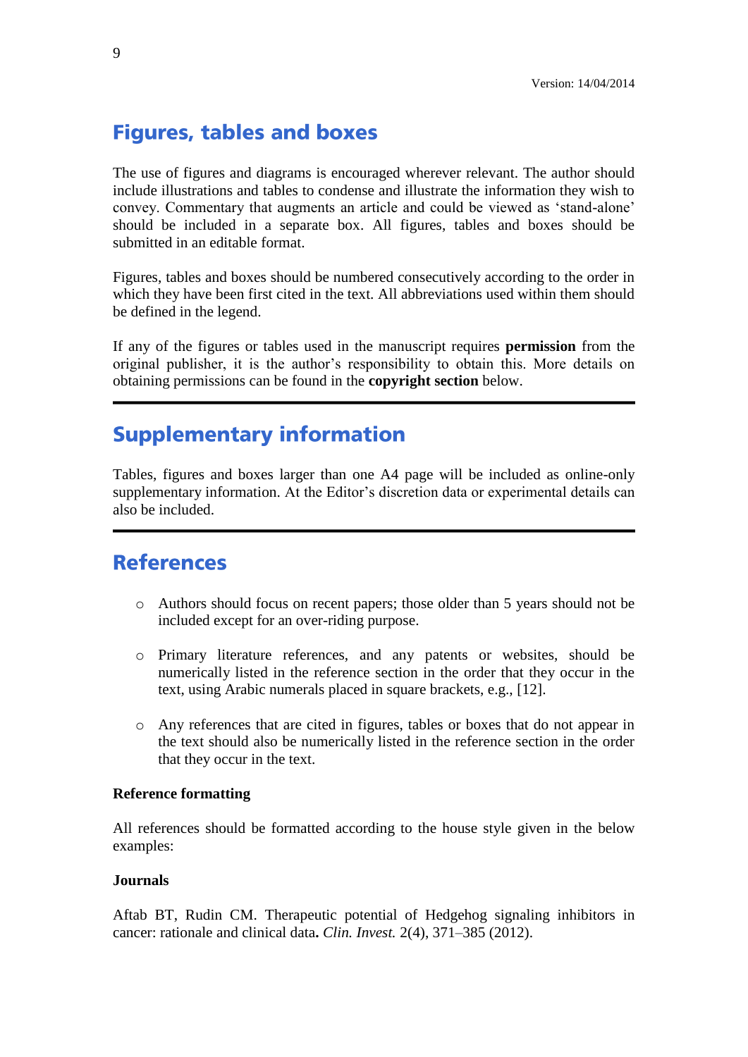## Figures, tables and boxes

The use of figures and diagrams is encouraged wherever relevant. The author should include illustrations and tables to condense and illustrate the information they wish to convey. Commentary that augments an article and could be viewed as 'stand-alone' should be included in a separate box. All figures, tables and boxes should be submitted in an editable format.

Figures, tables and boxes should be numbered consecutively according to the order in which they have been first cited in the text. All abbreviations used within them should be defined in the legend.

If any of the figures or tables used in the manuscript requires **permission** from the original publisher, it is the author's responsibility to obtain this. More details on obtaining permissions can be found in the **copyright section** below.

---

## Supplementary information

Tables, figures and boxes larger than one A4 page will be included as online-only supplementary information. At the Editor's discretion data or experimental details can also be included.

---

## References

- Authors should focus on recent papers; those older than 5 years should not be included except for an over-riding purpose.
- Primary literature references, and any patents or websites, should be numerically listed in the reference section in the order that they occur in the text, using Arabic numerals placed in square brackets, e.g., [12].
- Any references that are cited in figures, tables or boxes that do not appear in the text should also be numerically listed in the reference section in the order that they occur in the text.

**Reference formatting**

All references should be formatted according to the house style given in the below examples:

**Journals**

Aftab BT, Rudin CM. Therapeutic potential of Hedgehog signaling inhibitors in cancer: rationale and clinical data**.** *Clin. Invest.* 2(4), 371–385 (2012).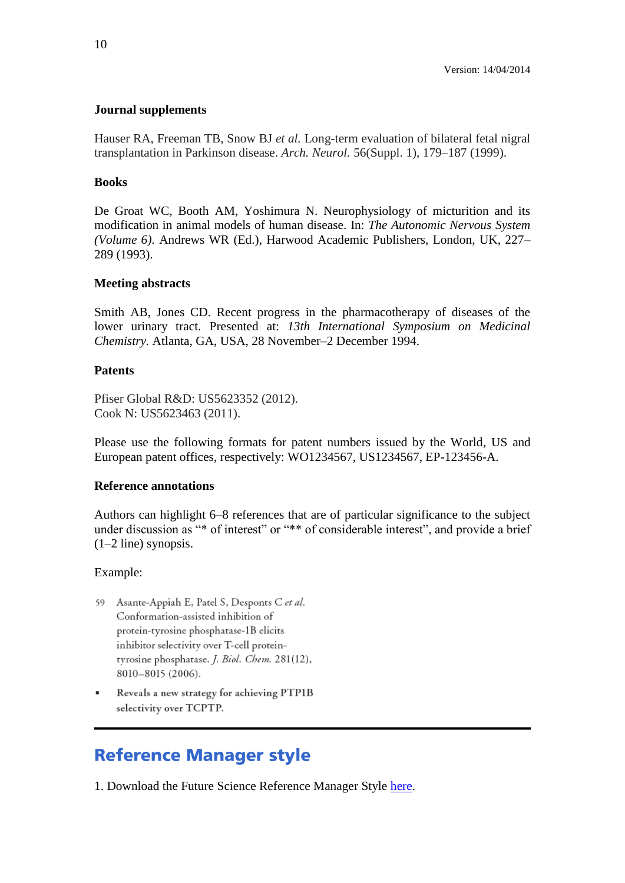**Journal supplements**

Hauser RA, Freeman TB, Snow BJ *et al.* Long-term evaluation of bilateral fetal nigral transplantation in Parkinson disease. *Arch. Neurol.* 56(Suppl. 1), 179–187 (1999).

**Books**

De Groat WC, Booth AM, Yoshimura N. Neurophysiology of micturition and its modification in animal models of human disease. In: *The Autonomic Nervous System (Volume 6).* Andrews WR (Ed.), Harwood Academic Publishers, London, UK, 227–289 (1993).

**Meeting abstracts**

Smith AB, Jones CD. Recent progress in the pharmacotherapy of diseases of the lower urinary tract. Presented at: *13th International Symposium on Medicinal Chemistry.* Atlanta, GA, USA, 28 November–2 December 1994.

**Patents**

Pfiser Global R&D: US5623352 (2012).
Cook N: US5623463 (2011).

Please use the following formats for patent numbers issued by the World, US and European patent offices, respectively: WO1234567, US1234567, EP-123456-A.

**Reference annotations**

Authors can highlight 6–8 references that are of particular significance to the subject under discussion as "* of interest" or "** of considerable interest", and provide a brief (1–2 line) synopsis.

Example:

59 Asante-Appiah E, Patel S, Desponts C *et al.* Conformation-assisted inhibition of protein-tyrosine phosphatase-1B elicits inhibitor selectivity over T-cell protein-tyrosine phosphatase. *J. Biol. Chem.* 281(12), 8010–8015 (2006).

- Reveals a new strategy for achieving PTP1B selectivity over TCPTP.

---

## Reference Manager style

1. Download the Future Science Reference Manager Style here.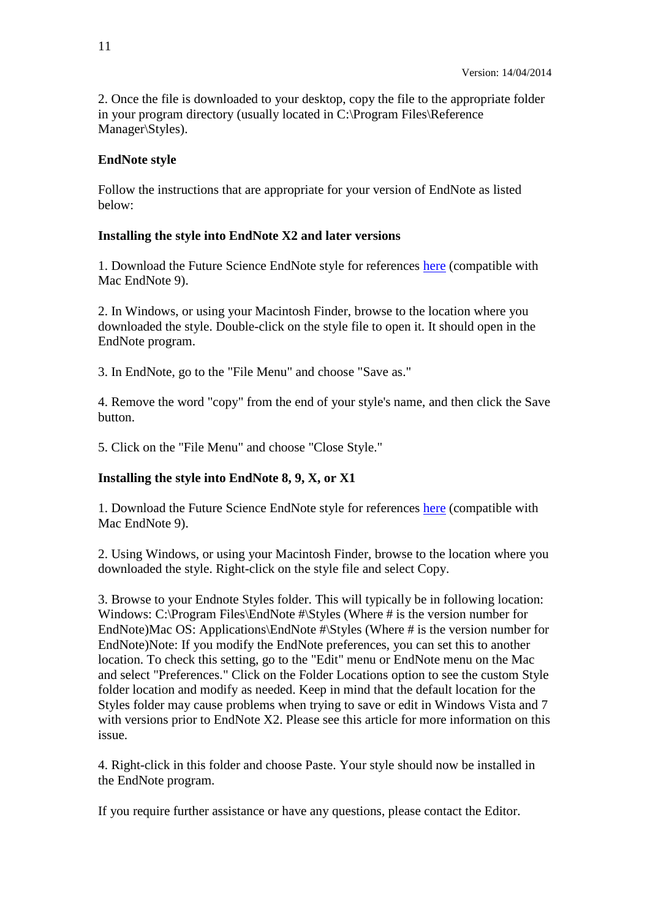Version: 14/04/2014

2. Once the file is downloaded to your desktop, copy the file to the appropriate folder in your program directory (usually located in C:\Program Files\Reference Manager\Styles).

**EndNote style**

Follow the instructions that are appropriate for your version of EndNote as listed below:

**Installing the style into EndNote X2 and later versions**

1. Download the Future Science EndNote style for references here (compatible with Mac EndNote 9).

2. In Windows, or using your Macintosh Finder, browse to the location where you downloaded the style. Double-click on the style file to open it. It should open in the EndNote program.

3. In EndNote, go to the "File Menu" and choose "Save as."

4. Remove the word "copy" from the end of your style's name, and then click the Save button.

5. Click on the "File Menu" and choose "Close Style."

**Installing the style into EndNote 8, 9, X, or X1**

1. Download the Future Science EndNote style for references here (compatible with Mac EndNote 9).

2. Using Windows, or using your Macintosh Finder, browse to the location where you downloaded the style. Right-click on the style file and select Copy.

3. Browse to your Endnote Styles folder. This will typically be in following location: Windows: C:\Program Files\EndNote #\Styles (Where # is the version number for EndNote)Mac OS: Applications\EndNote #\Styles (Where # is the version number for EndNote)Note: If you modify the EndNote preferences, you can set this to another location. To check this setting, go to the "Edit" menu or EndNote menu on the Mac and select "Preferences." Click on the Folder Locations option to see the custom Style folder location and modify as needed. Keep in mind that the default location for the Styles folder may cause problems when trying to save or edit in Windows Vista and 7 with versions prior to EndNote X2. Please see this article for more information on this issue.

4. Right-click in this folder and choose Paste. Your style should now be installed in the EndNote program.

If you require further assistance or have any questions, please contact the Editor.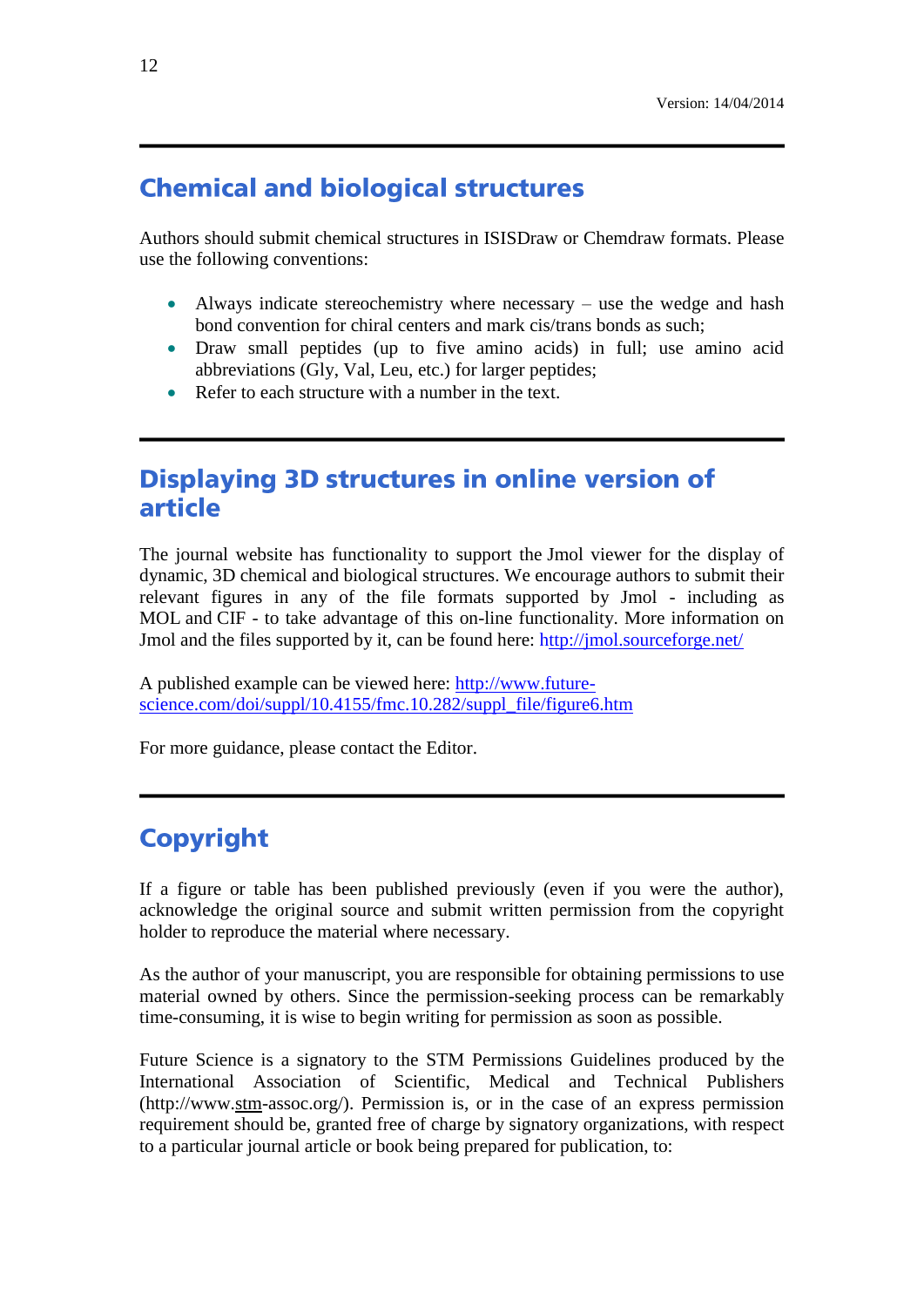## Chemical and biological structures

Authors should submit chemical structures in ISISDraw or Chemdraw formats. Please use the following conventions:

- Always indicate stereochemistry where necessary – use the wedge and hash bond convention for chiral centers and mark cis/trans bonds as such;
- Draw small peptides (up to five amino acids) in full; use amino acid abbreviations (Gly, Val, Leu, etc.) for larger peptides;
- Refer to each structure with a number in the text.

## Displaying 3D structures in online version of article

The journal website has functionality to support the Jmol viewer for the display of dynamic, 3D chemical and biological structures. We encourage authors to submit their relevant figures in any of the file formats supported by Jmol - including as MOL and CIF - to take advantage of this on-line functionality. More information on Jmol and the files supported by it, can be found here: http://jmol.sourceforge.net/

A published example can be viewed here: http://www.future-science.com/doi/suppl/10.4155/fmc.10.282/suppl_file/figure6.htm

For more guidance, please contact the Editor.

## Copyright

If a figure or table has been published previously (even if you were the author), acknowledge the original source and submit written permission from the copyright holder to reproduce the material where necessary.

As the author of your manuscript, you are responsible for obtaining permissions to use material owned by others. Since the permission-seeking process can be remarkably time-consuming, it is wise to begin writing for permission as soon as possible.

Future Science is a signatory to the STM Permissions Guidelines produced by the International Association of Scientific, Medical and Technical Publishers (http://www.stm-assoc.org/). Permission is, or in the case of an express permission requirement should be, granted free of charge by signatory organizations, with respect to a particular journal article or book being prepared for publication, to: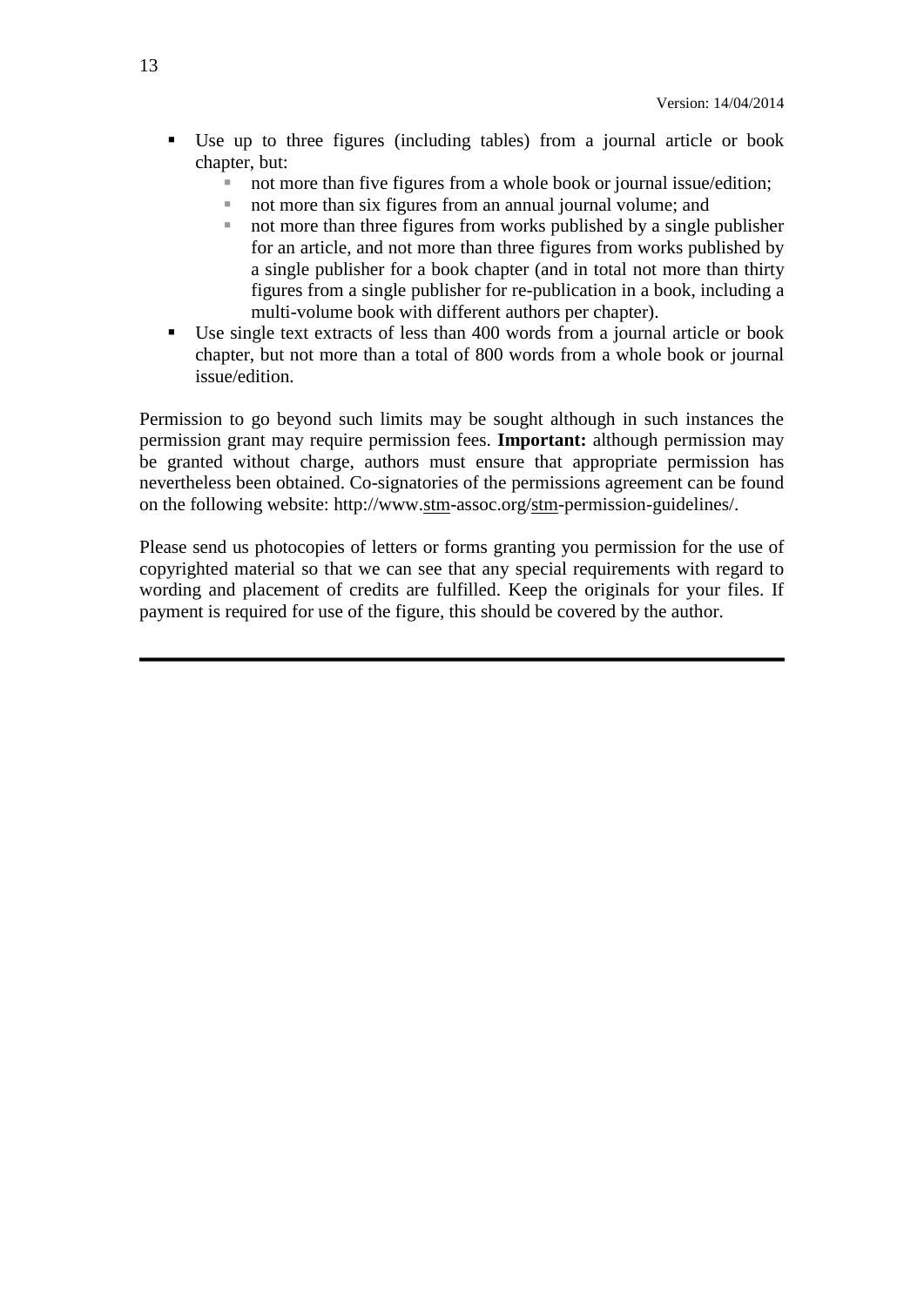- Use up to three figures (including tables) from a journal article or book chapter, but:
  - not more than five figures from a whole book or journal issue/edition;
  - not more than six figures from an annual journal volume; and
  - not more than three figures from works published by a single publisher for an article, and not more than three figures from works published by a single publisher for a book chapter (and in total not more than thirty figures from a single publisher for re-publication in a book, including a multi-volume book with different authors per chapter).
- Use single text extracts of less than 400 words from a journal article or book chapter, but not more than a total of 800 words from a whole book or journal issue/edition.

Permission to go beyond such limits may be sought although in such instances the permission grant may require permission fees. **Important:** although permission may be granted without charge, authors must ensure that appropriate permission has nevertheless been obtained. Co-signatories of the permissions agreement can be found on the following website: http://www.stm-assoc.org/stm-permission-guidelines/.

Please send us photocopies of letters or forms granting you permission for the use of copyrighted material so that we can see that any special requirements with regard to wording and placement of credits are fulfilled. Keep the originals for your files. If payment is required for use of the figure, this should be covered by the author.